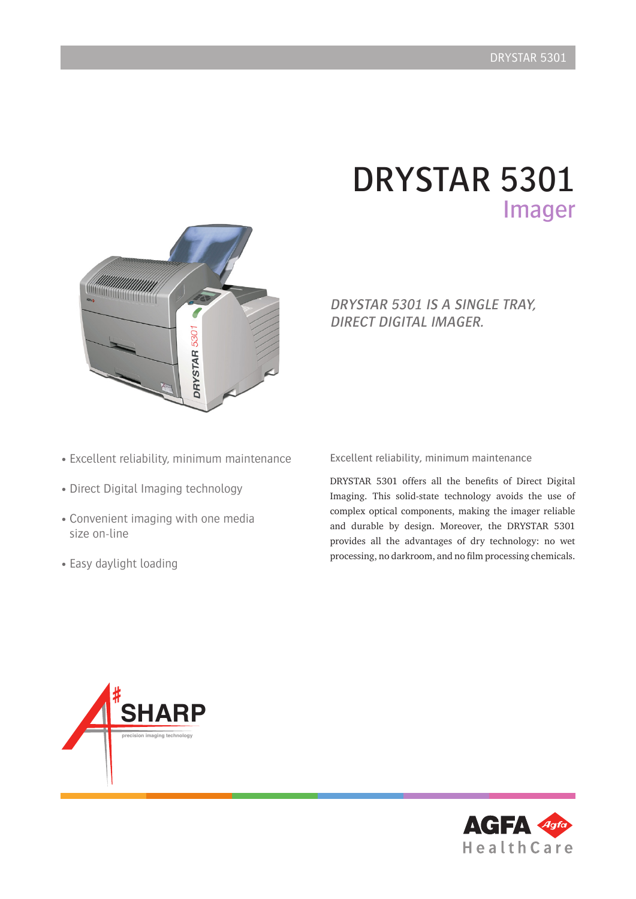# DRYSTAR 5301

## Imager

*DRYSTAR 5301 IS A SINGLE TRAY, DIRECT DIGITAL IMAGER.*

- Excellent reliability, minimum maintenance
- Direct Digital Imaging technology
- Convenient imaging with one media size on-line
- Easy daylight loading

### Excellent reliability, minimum maintenance

DRYSTAR 5301 offers all the benefits of Direct Digital Imaging. This solid-state technology avoids the use of complex optical components, making the imager reliable and durable by design. Moreover, the DRYSTAR 5301 provides all the advantages of dry technology: no wet processing, no darkroom, and no film processing chemicals.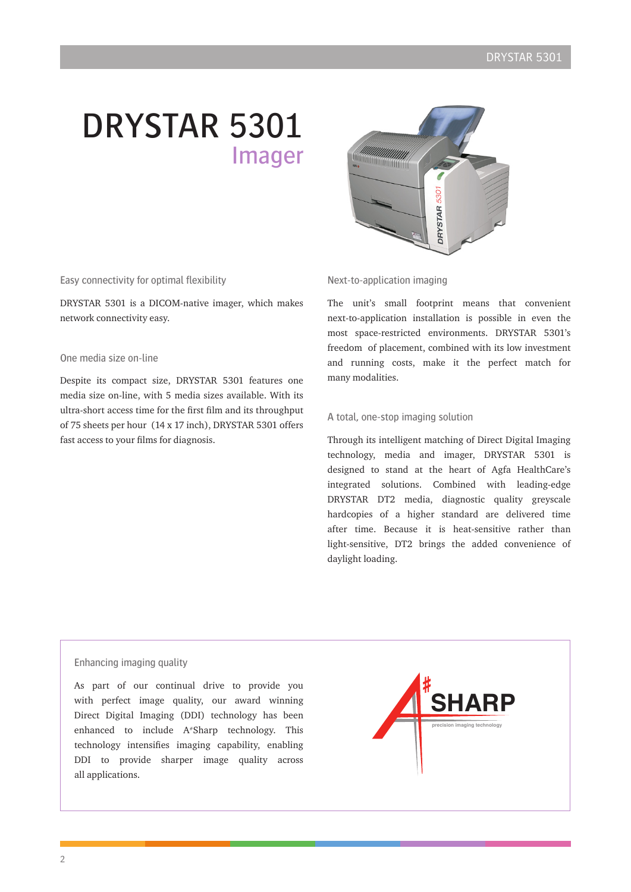# DRYSTAR 5301

## Imager

### Easy connectivity for optimal flexibility

DRYSTAR 5301 is a DICOM-native imager, which makes network connectivity easy.

### One media size on-line

Despite its compact size, DRYSTAR 5301 features one media size on-line, with 5 media sizes available. With its ultra-short access time for the first film and its throughput of 75 sheets per hour (14 x 17 inch), DRYSTAR 5301 offers fast access to your films for diagnosis.

### Next-to-application imaging

The unit's small footprint means that convenient next-to-application installation is possible in even the most space-restricted environments. DRYSTAR 5301's freedom of placement, combined with its low investment and running costs, make it the perfect match for many modalities.

### A total, one-stop imaging solution

Through its intelligent matching of Direct Digital Imaging technology, media and imager, DRYSTAR 5301 is designed to stand at the heart of Agfa HealthCare's integrated solutions. Combined with leading-edge DRYSTAR DT2 media, diagnostic quality greyscale hardcopies of a higher standard are delivered time after time. Because it is heat-sensitive rather than light-sensitive, DT2 brings the added convenience of daylight loading.

### Enhancing imaging quality

As part of our continual drive to provide you with perfect image quality, our award winning Direct Digital Imaging (DDI) technology has been enhanced to include A#Sharp technology. This technology intensifies imaging capability, enabling DDI to provide sharper image quality across all applications.

A#SHARP
precision imaging technology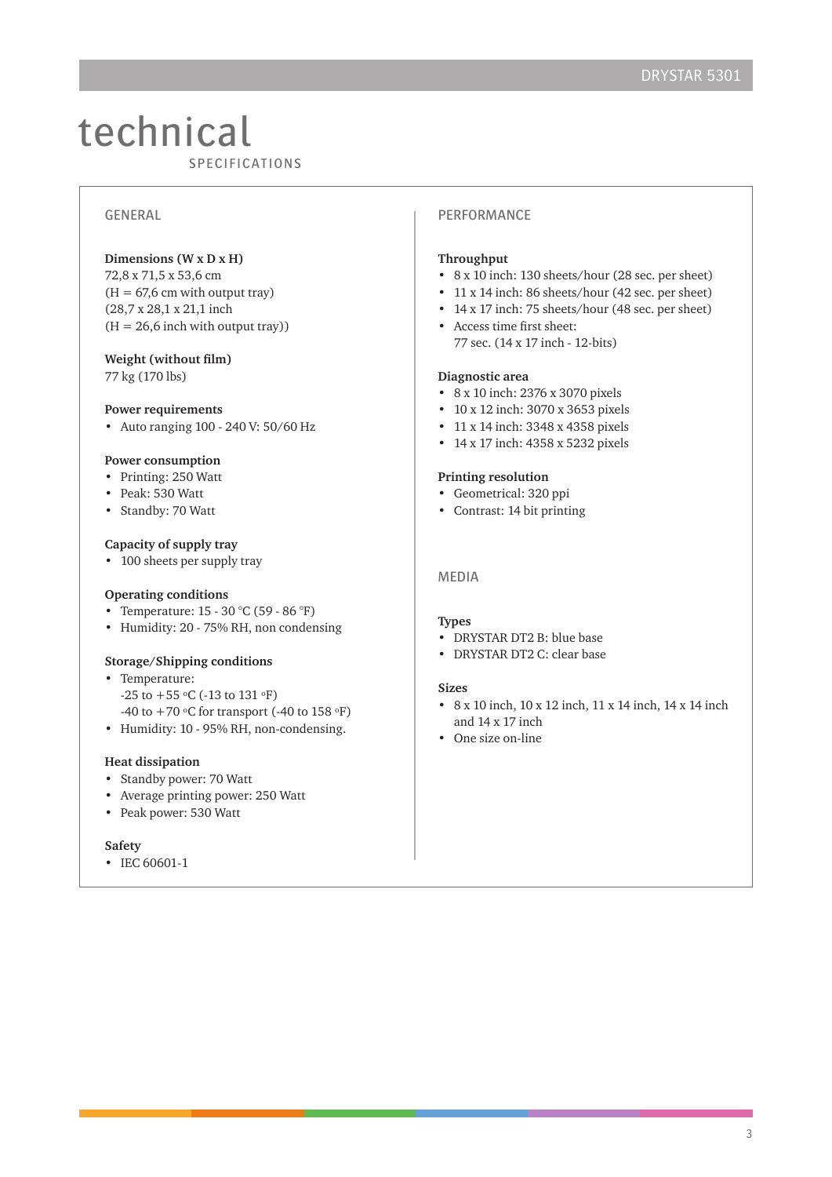# technical

SPECIFICATIONS

## GENERAL

**Dimensions (W x D x H)**
72,8 x 71,5 x 53,6 cm
(H = 67,6 cm with output tray)
(28,7 x 28,1 x 21,1 inch
(H = 26,6 inch with output tray))

**Weight (without film)**
77 kg (170 lbs)

**Power requirements**
- Auto ranging 100 - 240 V: 50/60 Hz

**Power consumption**
- Printing: 250 Watt
- Peak: 530 Watt
- Standby: 70 Watt

**Capacity of supply tray**
- 100 sheets per supply tray

**Operating conditions**
- Temperature: 15 - 30 °C (59 - 86 °F)
- Humidity: 20 - 75% RH, non condensing

**Storage/Shipping conditions**
- Temperature:
  -25 to +55 °C (-13 to 131 °F)
  -40 to +70 °C for transport (-40 to 158 °F)
- Humidity: 10 - 95% RH, non-condensing.

**Heat dissipation**
- Standby power: 70 Watt
- Average printing power: 250 Watt
- Peak power: 530 Watt

**Safety**
- IEC 60601-1

## PERFORMANCE

**Throughput**
- 8 x 10 inch: 130 sheets/hour (28 sec. per sheet)
- 11 x 14 inch: 86 sheets/hour (42 sec. per sheet)
- 14 x 17 inch: 75 sheets/hour (48 sec. per sheet)
- Access time first sheet:
  77 sec. (14 x 17 inch - 12-bits)

**Diagnostic area**
- 8 x 10 inch: 2376 x 3070 pixels
- 10 x 12 inch: 3070 x 3653 pixels
- 11 x 14 inch: 3348 x 4358 pixels
- 14 x 17 inch: 4358 x 5232 pixels

**Printing resolution**
- Geometrical: 320 ppi
- Contrast: 14 bit printing

## MEDIA

**Types**
- DRYSTAR DT2 B: blue base
- DRYSTAR DT2 C: clear base

**Sizes**
- 8 x 10 inch, 10 x 12 inch, 11 x 14 inch, 14 x 14 inch and 14 x 17 inch
- One size on-line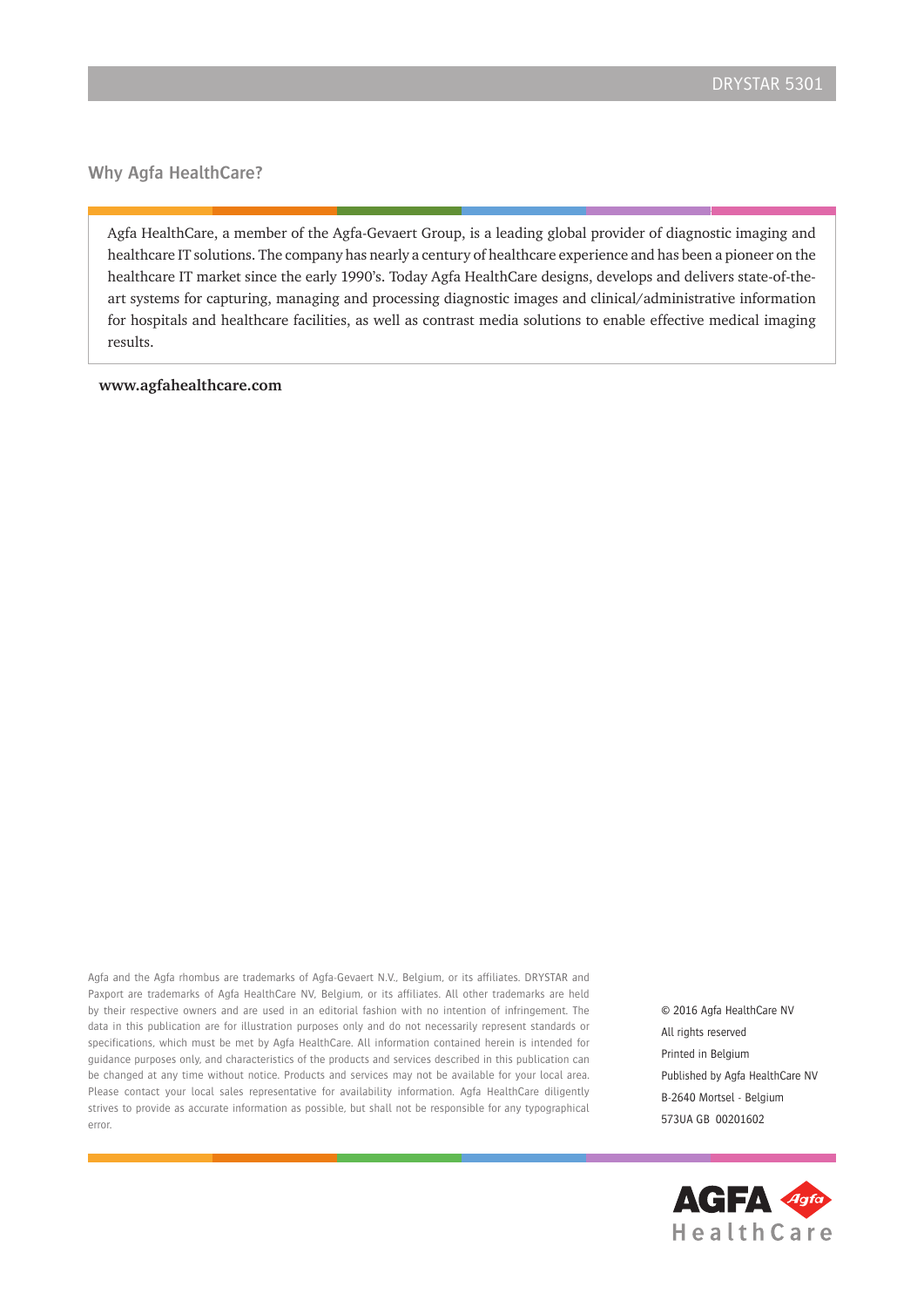## Why Agfa HealthCare?

Agfa HealthCare, a member of the Agfa-Gevaert Group, is a leading global provider of diagnostic imaging and healthcare IT solutions. The company has nearly a century of healthcare experience and has been a pioneer on the healthcare IT market since the early 1990's. Today Agfa HealthCare designs, develops and delivers state-of-the-art systems for capturing, managing and processing diagnostic images and clinical/administrative information for hospitals and healthcare facilities, as well as contrast media solutions to enable effective medical imaging results.

**www.agfahealthcare.com**

Agfa and the Agfa rhombus are trademarks of Agfa-Gevaert N.V., Belgium, or its affiliates. DRYSTAR and Paxport are trademarks of Agfa HealthCare NV, Belgium, or its affiliates. All other trademarks are held by their respective owners and are used in an editorial fashion with no intention of infringement. The data in this publication are for illustration purposes only and do not necessarily represent standards or specifications, which must be met by Agfa HealthCare. All information contained herein is intended for guidance purposes only, and characteristics of the products and services described in this publication can be changed at any time without notice. Products and services may not be available for your local area. Please contact your local sales representative for availability information. Agfa HealthCare diligently strives to provide as accurate information as possible, but shall not be responsible for any typographical error.

© 2016 Agfa HealthCare NV
All rights reserved
Printed in Belgium
Published by Agfa HealthCare NV
B-2640 Mortsel - Belgium
573UA GB 00201602

AGFA HealthCare